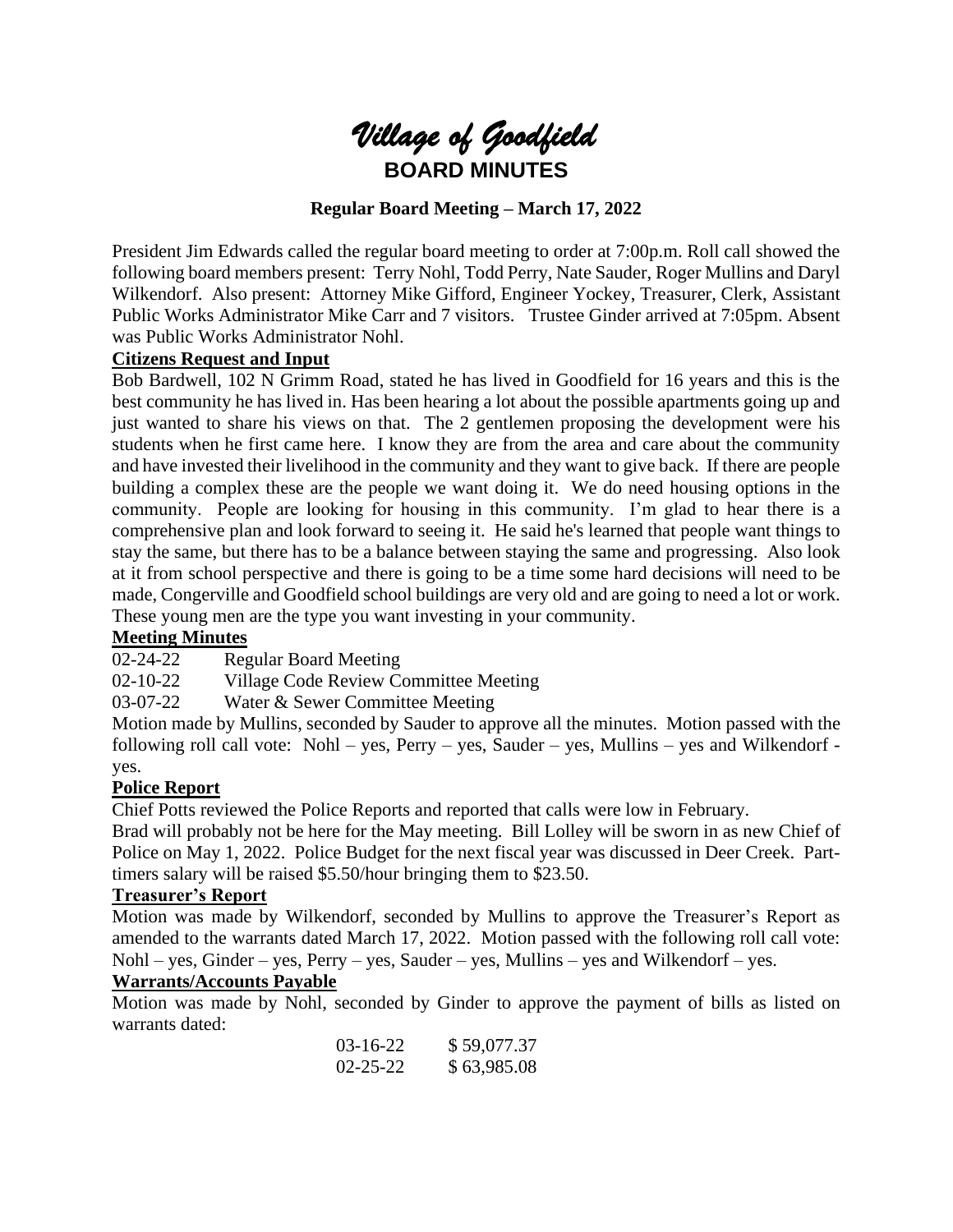# *Village of Goodfield*

## BOARD MINUTES

### Regular Board Meeting – March 17, 2022

President Jim Edwards called the regular board meeting to order at 7:00p.m. Roll call showed the following board members present: Terry Nohl, Todd Perry, Nate Sauder, Roger Mullins and Daryl Wilkendorf. Also present: Attorney Mike Gifford, Engineer Yockey, Treasurer, Clerk, Assistant Public Works Administrator Mike Carr and 7 visitors. Trustee Ginder arrived at 7:05pm. Absent was Public Works Administrator Nohl.

**Citizens Request and Input**

Bob Bardwell, 102 N Grimm Road, stated he has lived in Goodfield for 16 years and this is the best community he has lived in. Has been hearing a lot about the possible apartments going up and just wanted to share his views on that. The 2 gentlemen proposing the development were his students when he first came here. I know they are from the area and care about the community and have invested their livelihood in the community and they want to give back. If there are people building a complex these are the people we want doing it. We do need housing options in the community. People are looking for housing in this community. I'm glad to hear there is a comprehensive plan and look forward to seeing it. He said he's learned that people want things to stay the same, but there has to be a balance between staying the same and progressing. Also look at it from school perspective and there is going to be a time some hard decisions will need to be made, Congerville and Goodfield school buildings are very old and are going to need a lot or work. These young men are the type you want investing in your community.

**Meeting Minutes**

02-24-22 Regular Board Meeting

02-10-22 Village Code Review Committee Meeting

03-07-22 Water & Sewer Committee Meeting

Motion made by Mullins, seconded by Sauder to approve all the minutes. Motion passed with the following roll call vote: Nohl – yes, Perry – yes, Sauder – yes, Mullins – yes and Wilkendorf - yes.

**Police Report**

Chief Potts reviewed the Police Reports and reported that calls were low in February.

Brad will probably not be here for the May meeting. Bill Lolley will be sworn in as new Chief of Police on May 1, 2022. Police Budget for the next fiscal year was discussed in Deer Creek. Part-timers salary will be raised $5.50/hour bringing them to $23.50.

**Treasurer's Report**

Motion was made by Wilkendorf, seconded by Mullins to approve the Treasurer's Report as amended to the warrants dated March 17, 2022. Motion passed with the following roll call vote: Nohl – yes, Ginder – yes, Perry – yes, Sauder – yes, Mullins – yes and Wilkendorf – yes.

**Warrants/Accounts Payable**

Motion was made by Nohl, seconded by Ginder to approve the payment of bills as listed on warrants dated:

03-16-22 $ 59,077.37

02-25-22 $ 63,985.08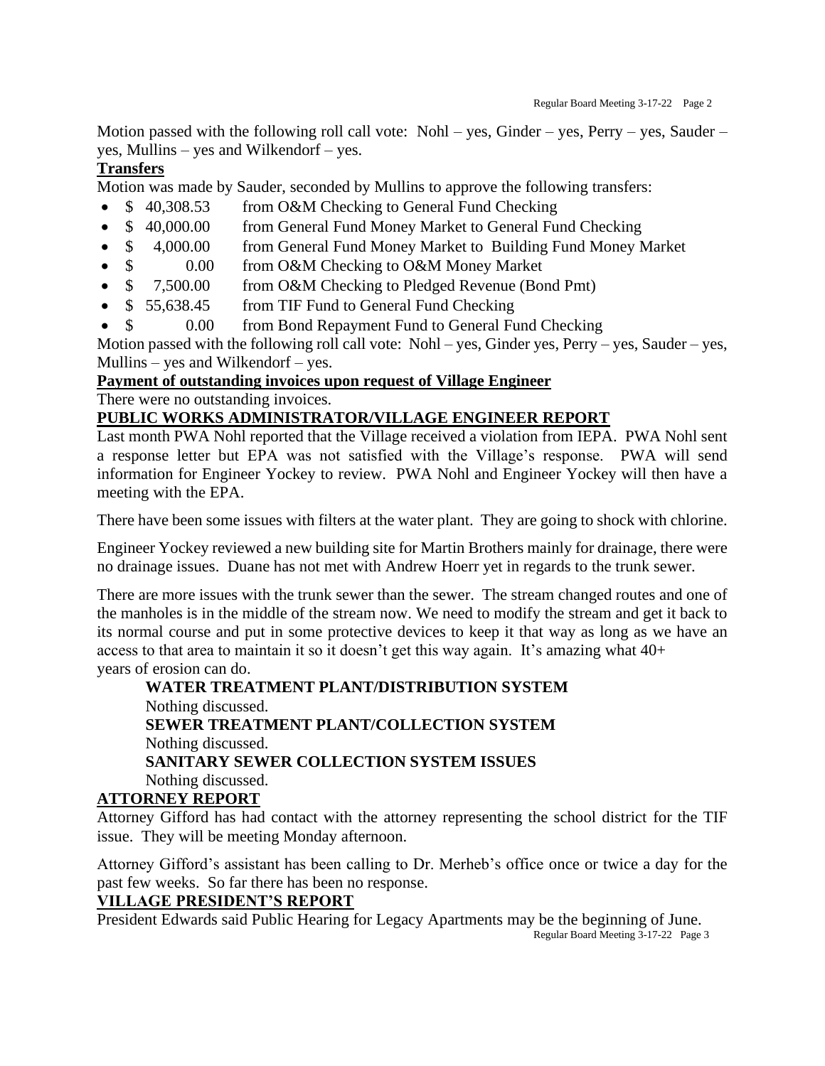Motion passed with the following roll call vote: Nohl – yes, Ginder – yes, Perry – yes, Sauder – yes, Mullins – yes and Wilkendorf – yes.

**Transfers**

Motion was made by Sauder, seconded by Mullins to approve the following transfers:

- $ 40,308.53 from O&M Checking to General Fund Checking
- $ 40,000.00 from General Fund Money Market to General Fund Checking
- $ 4,000.00 from General Fund Money Market to Building Fund Money Market
- $ 0.00 from O&M Checking to O&M Money Market
- $ 7,500.00 from O&M Checking to Pledged Revenue (Bond Pmt)
- $ 55,638.45 from TIF Fund to General Fund Checking
- $ 0.00 from Bond Repayment Fund to General Fund Checking

Motion passed with the following roll call vote: Nohl – yes, Ginder yes, Perry – yes, Sauder – yes, Mullins – yes and Wilkendorf – yes.

**Payment of outstanding invoices upon request of Village Engineer**

There were no outstanding invoices.

**PUBLIC WORKS ADMINISTRATOR/VILLAGE ENGINEER REPORT**

Last month PWA Nohl reported that the Village received a violation from IEPA. PWA Nohl sent a response letter but EPA was not satisfied with the Village's response. PWA will send information for Engineer Yockey to review. PWA Nohl and Engineer Yockey will then have a meeting with the EPA.

There have been some issues with filters at the water plant. They are going to shock with chlorine.

Engineer Yockey reviewed a new building site for Martin Brothers mainly for drainage, there were no drainage issues. Duane has not met with Andrew Hoerr yet in regards to the trunk sewer.

There are more issues with the trunk sewer than the sewer. The stream changed routes and one of the manholes is in the middle of the stream now. We need to modify the stream and get it back to its normal course and put in some protective devices to keep it that way as long as we have an access to that area to maintain it so it doesn't get this way again. It's amazing what 40+ years of erosion can do.

**WATER TREATMENT PLANT/DISTRIBUTION SYSTEM**

Nothing discussed.

**SEWER TREATMENT PLANT/COLLECTION SYSTEM**

Nothing discussed.

**SANITARY SEWER COLLECTION SYSTEM ISSUES**

Nothing discussed.

**ATTORNEY REPORT**

Attorney Gifford has had contact with the attorney representing the school district for the TIF issue. They will be meeting Monday afternoon.

Attorney Gifford's assistant has been calling to Dr. Merheb's office once or twice a day for the past few weeks. So far there has been no response.

**VILLAGE PRESIDENT'S REPORT**

President Edwards said Public Hearing for Legacy Apartments may be the beginning of June.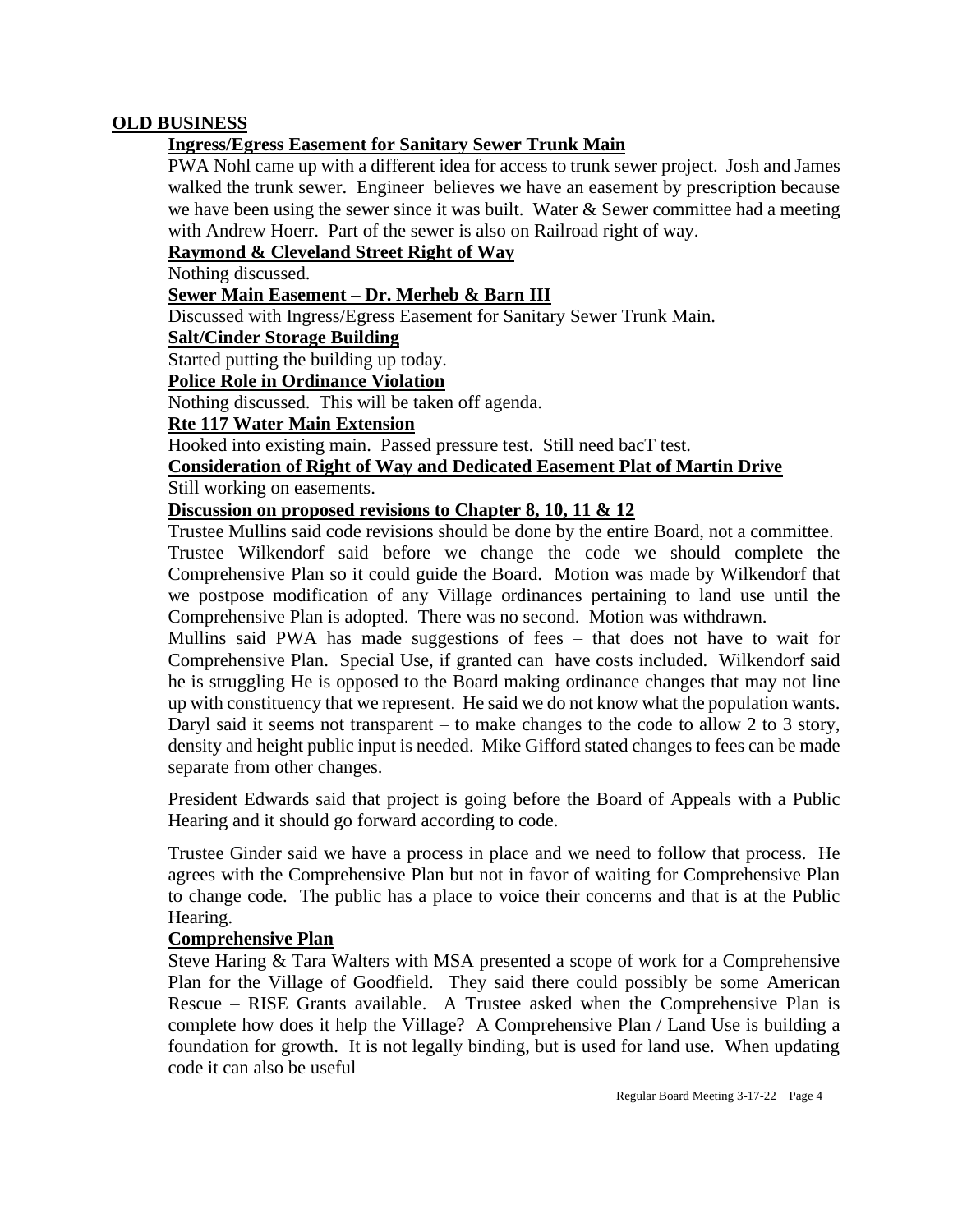## OLD BUSINESS

### Ingress/Egress Easement for Sanitary Sewer Trunk Main

PWA Nohl came up with a different idea for access to trunk sewer project. Josh and James walked the trunk sewer. Engineer believes we have an easement by prescription because we have been using the sewer since it was built. Water & Sewer committee had a meeting with Andrew Hoerr. Part of the sewer is also on Railroad right of way.

### Raymond & Cleveland Street Right of Way

Nothing discussed.

### Sewer Main Easement – Dr. Merheb & Barn III

Discussed with Ingress/Egress Easement for Sanitary Sewer Trunk Main.

### Salt/Cinder Storage Building

Started putting the building up today.

### Police Role in Ordinance Violation

Nothing discussed. This will be taken off agenda.

### Rte 117 Water Main Extension

Hooked into existing main. Passed pressure test. Still need bacT test.

### Consideration of Right of Way and Dedicated Easement Plat of Martin Drive

Still working on easements.

### Discussion on proposed revisions to Chapter 8, 10, 11 & 12

Trustee Mullins said code revisions should be done by the entire Board, not a committee. Trustee Wilkendorf said before we change the code we should complete the Comprehensive Plan so it could guide the Board. Motion was made by Wilkendorf that we postpose modification of any Village ordinances pertaining to land use until the Comprehensive Plan is adopted. There was no second. Motion was withdrawn.

Mullins said PWA has made suggestions of fees – that does not have to wait for Comprehensive Plan. Special Use, if granted can have costs included. Wilkendorf said he is struggling He is opposed to the Board making ordinance changes that may not line up with constituency that we represent. He said we do not know what the population wants. Daryl said it seems not transparent – to make changes to the code to allow 2 to 3 story, density and height public input is needed. Mike Gifford stated changes to fees can be made separate from other changes.

President Edwards said that project is going before the Board of Appeals with a Public Hearing and it should go forward according to code.

Trustee Ginder said we have a process in place and we need to follow that process. He agrees with the Comprehensive Plan but not in favor of waiting for Comprehensive Plan to change code. The public has a place to voice their concerns and that is at the Public Hearing.

### Comprehensive Plan

Steve Haring & Tara Walters with MSA presented a scope of work for a Comprehensive Plan for the Village of Goodfield. They said there could possibly be some American Rescue – RISE Grants available. A Trustee asked when the Comprehensive Plan is complete how does it help the Village? A Comprehensive Plan / Land Use is building a foundation for growth. It is not legally binding, but is used for land use. When updating code it can also be useful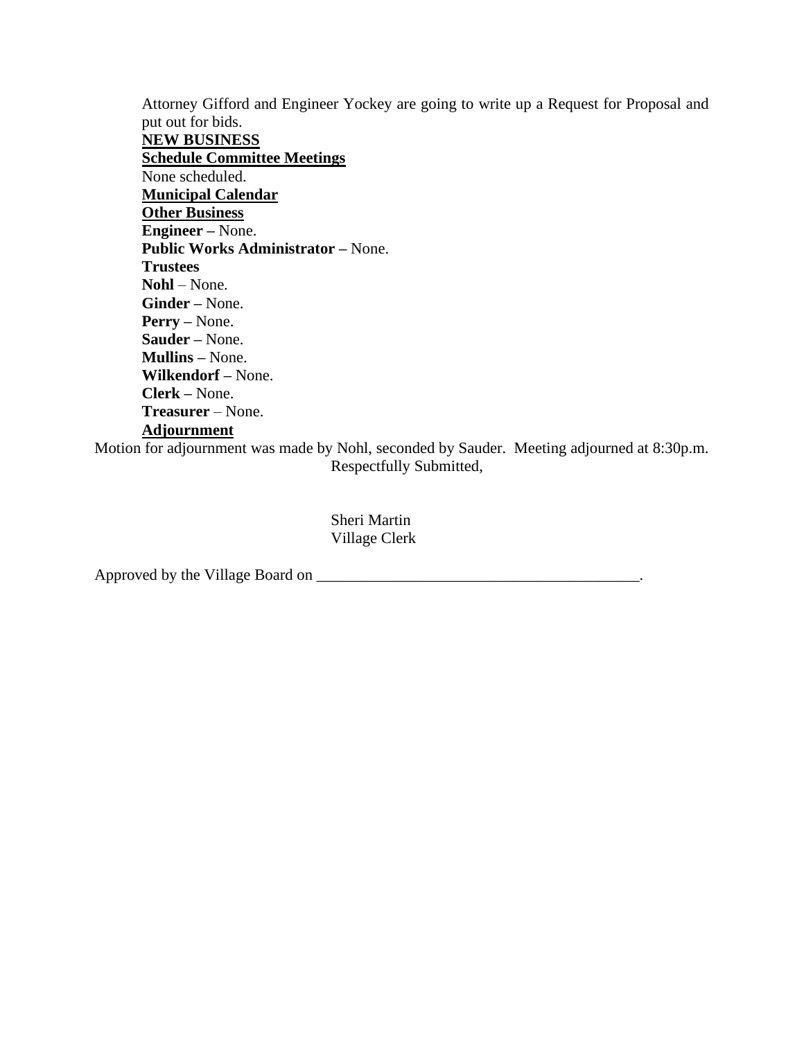Attorney Gifford and Engineer Yockey are going to write up a Request for Proposal and put out for bids.

**NEW BUSINESS**

**Schedule Committee Meetings**

None scheduled.

**Municipal Calendar**

**Other Business**

**Engineer –** None.

**Public Works Administrator –** None.

**Trustees**

**Nohl** – None.

**Ginder –** None.

**Perry –** None.

**Sauder –** None.

**Mullins –** None.

**Wilkendorf –** None.

**Clerk –** None.

**Treasurer** – None.

**Adjournment**

Motion for adjournment was made by Nohl, seconded by Sauder. Meeting adjourned at 8:30p.m.

Respectfully Submitted,

Sheri Martin
Village Clerk

Approved by the Village Board on _________________________________________.